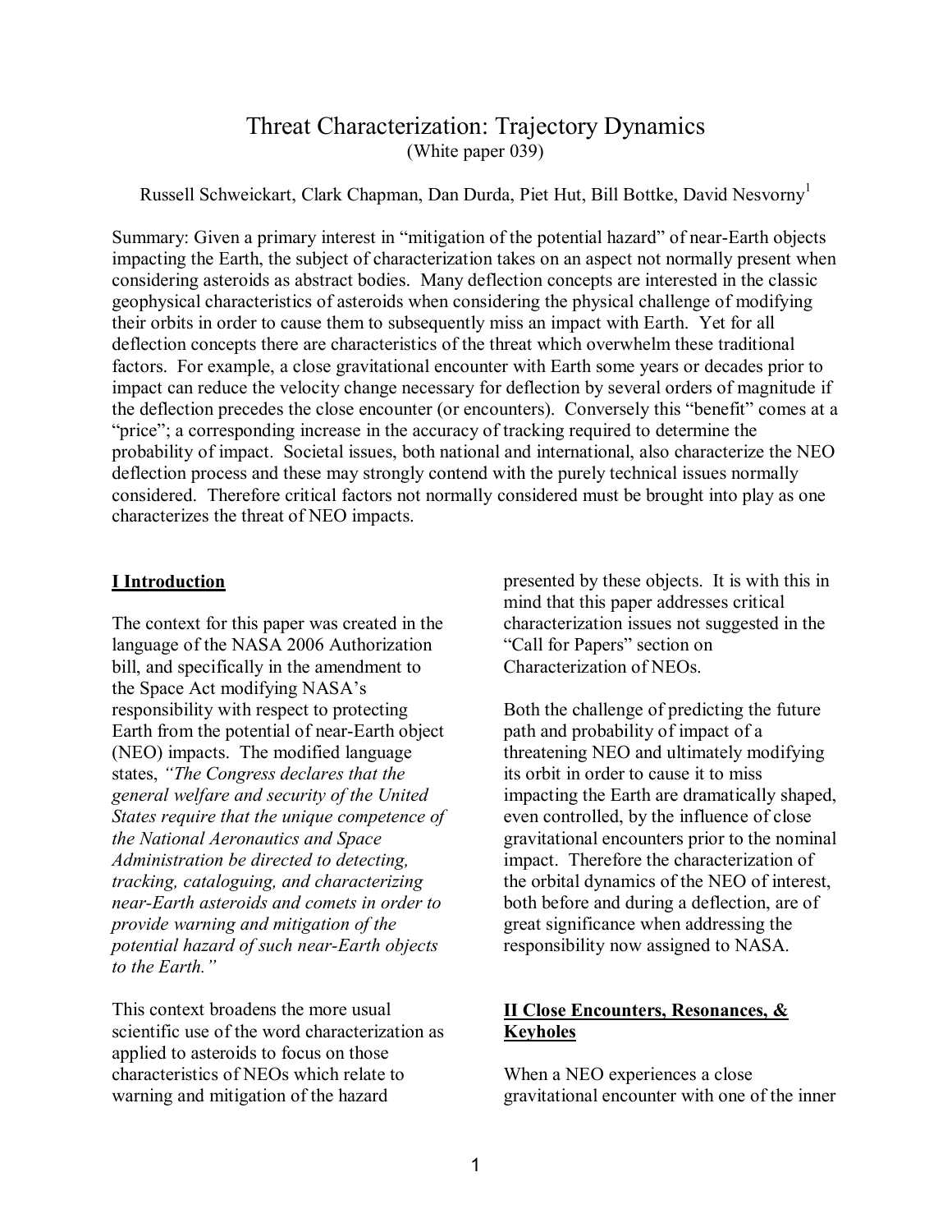# Threat Characterization: Trajectory Dynamics

(White paper 039)

Russell Schweickart, Clark Chapman, Dan Durda, Piet Hut, Bill Bottke, David Nesvorny[1]

Summary: Given a primary interest in "mitigation of the potential hazard" of near-Earth objects impacting the Earth, the subject of characterization takes on an aspect not normally present when considering asteroids as abstract bodies. Many deflection concepts are interested in the classic geophysical characteristics of asteroids when considering the physical challenge of modifying their orbits in order to cause them to subsequently miss an impact with Earth. Yet for all deflection concepts there are characteristics of the threat which overwhelm these traditional factors. For example, a close gravitational encounter with Earth some years or decades prior to impact can reduce the velocity change necessary for deflection by several orders of magnitude if the deflection precedes the close encounter (or encounters). Conversely this "benefit" comes at a "price"; a corresponding increase in the accuracy of tracking required to determine the probability of impact. Societal issues, both national and international, also characterize the NEO deflection process and these may strongly contend with the purely technical issues normally considered. Therefore critical factors not normally considered must be brought into play as one characterizes the threat of NEO impacts.

## I Introduction

The context for this paper was created in the language of the NASA 2006 Authorization bill, and specifically in the amendment to the Space Act modifying NASA's responsibility with respect to protecting Earth from the potential of near-Earth object (NEO) impacts. The modified language states, *"The Congress declares that the general welfare and security of the United States require that the unique competence of the National Aeronautics and Space Administration be directed to detecting, tracking, cataloguing, and characterizing near-Earth asteroids and comets in order to provide warning and mitigation of the potential hazard of such near-Earth objects to the Earth."*

This context broadens the more usual scientific use of the word characterization as applied to asteroids to focus on those characteristics of NEOs which relate to warning and mitigation of the hazard presented by these objects. It is with this in mind that this paper addresses critical characterization issues not suggested in the "Call for Papers" section on Characterization of NEOs.

Both the challenge of predicting the future path and probability of impact of a threatening NEO and ultimately modifying its orbit in order to cause it to miss impacting the Earth are dramatically shaped, even controlled, by the influence of close gravitational encounters prior to the nominal impact. Therefore the characterization of the orbital dynamics of the NEO of interest, both before and during a deflection, are of great significance when addressing the responsibility now assigned to NASA.

## II Close Encounters, Resonances, & Keyholes

When a NEO experiences a close gravitational encounter with one of the inner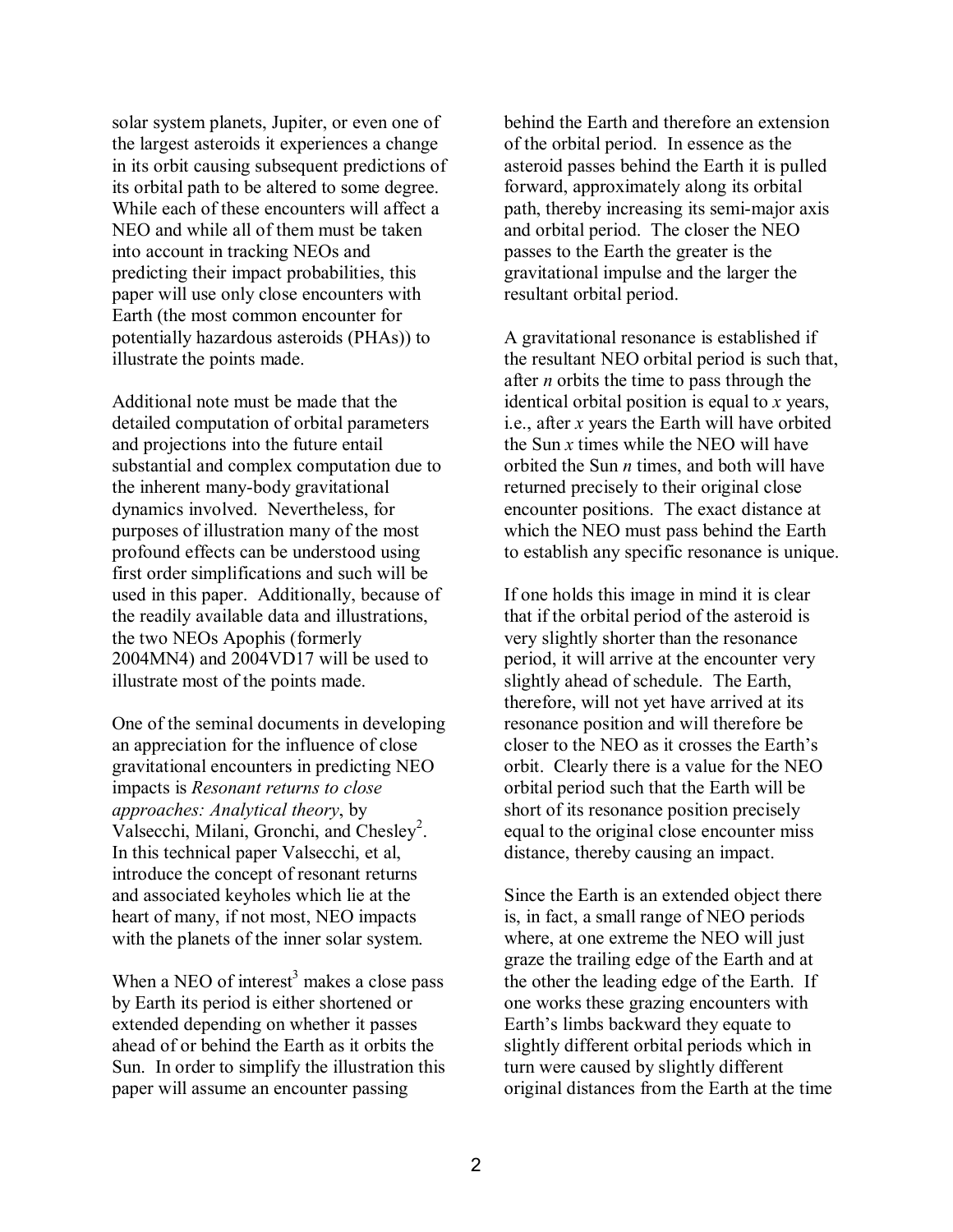solar system planets, Jupiter, or even one of the largest asteroids it experiences a change in its orbit causing subsequent predictions of its orbital path to be altered to some degree. While each of these encounters will affect a NEO and while all of them must be taken into account in tracking NEOs and predicting their impact probabilities, this paper will use only close encounters with Earth (the most common encounter for potentially hazardous asteroids (PHAs)) to illustrate the points made.

Additional note must be made that the detailed computation of orbital parameters and projections into the future entail substantial and complex computation due to the inherent many-body gravitational dynamics involved. Nevertheless, for purposes of illustration many of the most profound effects can be understood using first order simplifications and such will be used in this paper. Additionally, because of the readily available data and illustrations, the two NEOs Apophis (formerly 2004MN4) and 2004VD17 will be used to illustrate most of the points made.

One of the seminal documents in developing an appreciation for the influence of close gravitational encounters in predicting NEO impacts is *Resonant returns to close approaches: Analytical theory*, by Valsecchi, Milani, Gronchi, and Chesley[2]. In this technical paper Valsecchi, et al, introduce the concept of resonant returns and associated keyholes which lie at the heart of many, if not most, NEO impacts with the planets of the inner solar system.

When a NEO of interest[3] makes a close pass by Earth its period is either shortened or extended depending on whether it passes ahead of or behind the Earth as it orbits the Sun. In order to simplify the illustration this paper will assume an encounter passing behind the Earth and therefore an extension of the orbital period. In essence as the asteroid passes behind the Earth it is pulled forward, approximately along its orbital path, thereby increasing its semi-major axis and orbital period. The closer the NEO passes to the Earth the greater is the gravitational impulse and the larger the resultant orbital period.

A gravitational resonance is established if the resultant NEO orbital period is such that, after $n$ orbits the time to pass through the identical orbital position is equal to $x$ years, i.e., after $x$ years the Earth will have orbited the Sun $x$ times while the NEO will have orbited the Sun $n$ times, and both will have returned precisely to their original close encounter positions. The exact distance at which the NEO must pass behind the Earth to establish any specific resonance is unique.

If one holds this image in mind it is clear that if the orbital period of the asteroid is very slightly shorter than the resonance period, it will arrive at the encounter very slightly ahead of schedule. The Earth, therefore, will not yet have arrived at its resonance position and will therefore be closer to the NEO as it crosses the Earth's orbit. Clearly there is a value for the NEO orbital period such that the Earth will be short of its resonance position precisely equal to the original close encounter miss distance, thereby causing an impact.

Since the Earth is an extended object there is, in fact, a small range of NEO periods where, at one extreme the NEO will just graze the trailing edge of the Earth and at the other the leading edge of the Earth. If one works these grazing encounters with Earth's limbs backward they equate to slightly different orbital periods which in turn were caused by slightly different original distances from the Earth at the time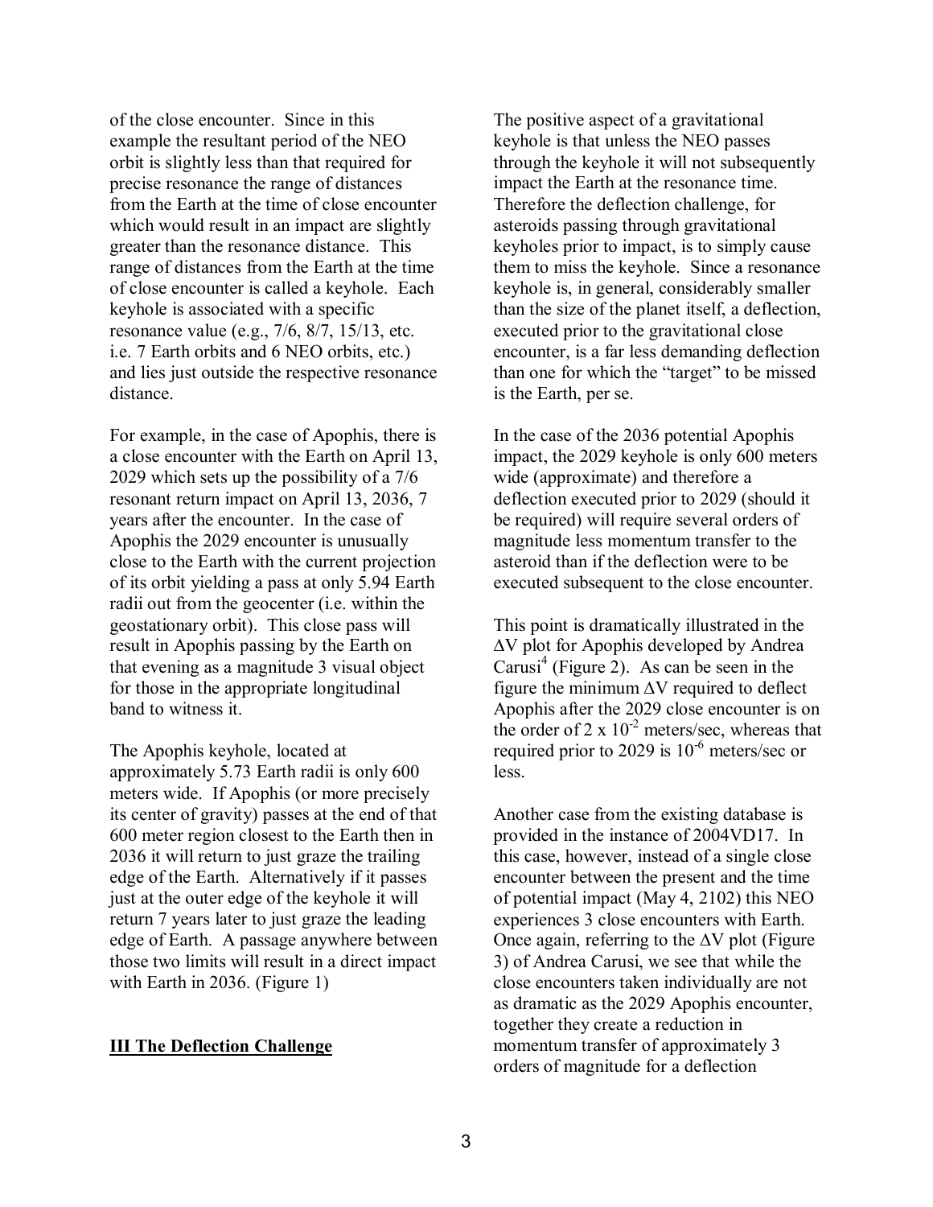of the close encounter. Since in this example the resultant period of the NEO orbit is slightly less than that required for precise resonance the range of distances from the Earth at the time of close encounter which would result in an impact are slightly greater than the resonance distance. This range of distances from the Earth at the time of close encounter is called a keyhole. Each keyhole is associated with a specific resonance value (e.g., 7/6, 8/7, 15/13, etc. i.e. 7 Earth orbits and 6 NEO orbits, etc.) and lies just outside the respective resonance distance.

For example, in the case of Apophis, there is a close encounter with the Earth on April 13, 2029 which sets up the possibility of a 7/6 resonant return impact on April 13, 2036, 7 years after the encounter. In the case of Apophis the 2029 encounter is unusually close to the Earth with the current projection of its orbit yielding a pass at only 5.94 Earth radii out from the geocenter (i.e. within the geostationary orbit). This close pass will result in Apophis passing by the Earth on that evening as a magnitude 3 visual object for those in the appropriate longitudinal band to witness it.

The Apophis keyhole, located at approximately 5.73 Earth radii is only 600 meters wide. If Apophis (or more precisely its center of gravity) passes at the end of that 600 meter region closest to the Earth then in 2036 it will return to just graze the trailing edge of the Earth. Alternatively if it passes just at the outer edge of the keyhole it will return 7 years later to just graze the leading edge of Earth. A passage anywhere between those two limits will result in a direct impact with Earth in 2036. (Figure 1)

## III The Deflection Challenge

The positive aspect of a gravitational keyhole is that unless the NEO passes through the keyhole it will not subsequently impact the Earth at the resonance time. Therefore the deflection challenge, for asteroids passing through gravitational keyholes prior to impact, is to simply cause them to miss the keyhole. Since a resonance keyhole is, in general, considerably smaller than the size of the planet itself, a deflection, executed prior to the gravitational close encounter, is a far less demanding deflection than one for which the "target" to be missed is the Earth, per se.

In the case of the 2036 potential Apophis impact, the 2029 keyhole is only 600 meters wide (approximate) and therefore a deflection executed prior to 2029 (should it be required) will require several orders of magnitude less momentum transfer to the asteroid than if the deflection were to be executed subsequent to the close encounter.

This point is dramatically illustrated in the $\Delta V$ plot for Apophis developed by Andrea Carusi[4] (Figure 2). As can be seen in the figure the minimum $\Delta V$ required to deflect Apophis after the 2029 close encounter is on the order of $2 \times 10^{-2}$ meters/sec, whereas that required prior to 2029 is $10^{-6}$ meters/sec or less.

Another case from the existing database is provided in the instance of 2004VD17. In this case, however, instead of a single close encounter between the present and the time of potential impact (May 4, 2102) this NEO experiences 3 close encounters with Earth. Once again, referring to the $\Delta V$ plot (Figure 3) of Andrea Carusi, we see that while the close encounters taken individually are not as dramatic as the 2029 Apophis encounter, together they create a reduction in momentum transfer of approximately 3 orders of magnitude for a deflection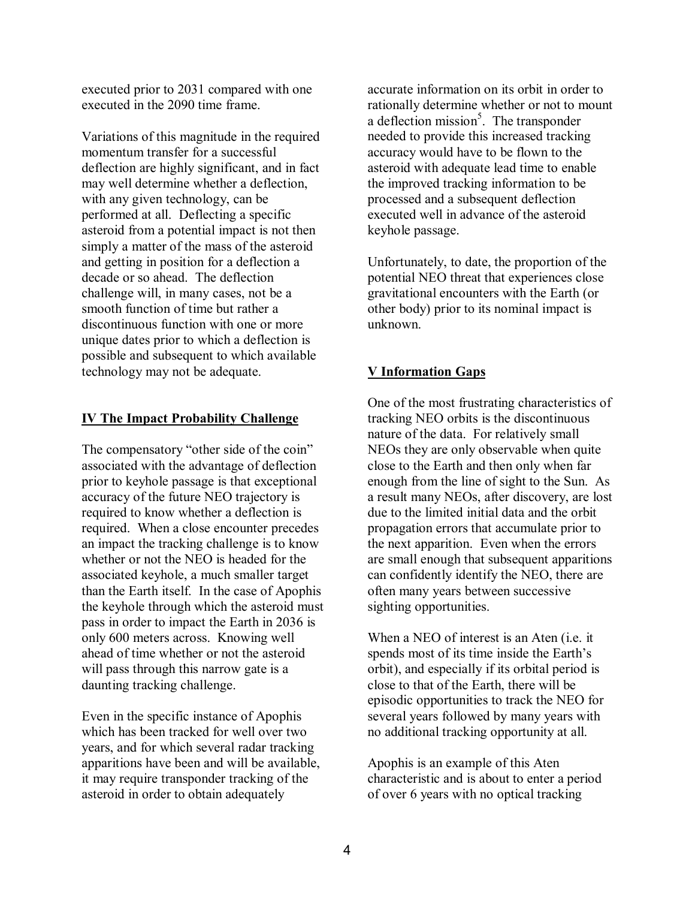executed prior to 2031 compared with one executed in the 2090 time frame.

Variations of this magnitude in the required momentum transfer for a successful deflection are highly significant, and in fact may well determine whether a deflection, with any given technology, can be performed at all. Deflecting a specific asteroid from a potential impact is not then simply a matter of the mass of the asteroid and getting in position for a deflection a decade or so ahead. The deflection challenge will, in many cases, not be a smooth function of time but rather a discontinuous function with one or more unique dates prior to which a deflection is possible and subsequent to which available technology may not be adequate.

## IV The Impact Probability Challenge

The compensatory "other side of the coin" associated with the advantage of deflection prior to keyhole passage is that exceptional accuracy of the future NEO trajectory is required to know whether a deflection is required. When a close encounter precedes an impact the tracking challenge is to know whether or not the NEO is headed for the associated keyhole, a much smaller target than the Earth itself. In the case of Apophis the keyhole through which the asteroid must pass in order to impact the Earth in 2036 is only 600 meters across. Knowing well ahead of time whether or not the asteroid will pass through this narrow gate is a daunting tracking challenge.

Even in the specific instance of Apophis which has been tracked for well over two years, and for which several radar tracking apparitions have been and will be available, it may require transponder tracking of the asteroid in order to obtain adequately accurate information on its orbit in order to rationally determine whether or not to mount a deflection mission[5]. The transponder needed to provide this increased tracking accuracy would have to be flown to the asteroid with adequate lead time to enable the improved tracking information to be processed and a subsequent deflection executed well in advance of the asteroid keyhole passage.

Unfortunately, to date, the proportion of the potential NEO threat that experiences close gravitational encounters with the Earth (or other body) prior to its nominal impact is unknown.

## V Information Gaps

One of the most frustrating characteristics of tracking NEO orbits is the discontinuous nature of the data. For relatively small NEOs they are only observable when quite close to the Earth and then only when far enough from the line of sight to the Sun. As a result many NEOs, after discovery, are lost due to the limited initial data and the orbit propagation errors that accumulate prior to the next apparition. Even when the errors are small enough that subsequent apparitions can confidently identify the NEO, there are often many years between successive sighting opportunities.

When a NEO of interest is an Aten (i.e. it spends most of its time inside the Earth's orbit), and especially if its orbital period is close to that of the Earth, there will be episodic opportunities to track the NEO for several years followed by many years with no additional tracking opportunity at all.

Apophis is an example of this Aten characteristic and is about to enter a period of over 6 years with no optical tracking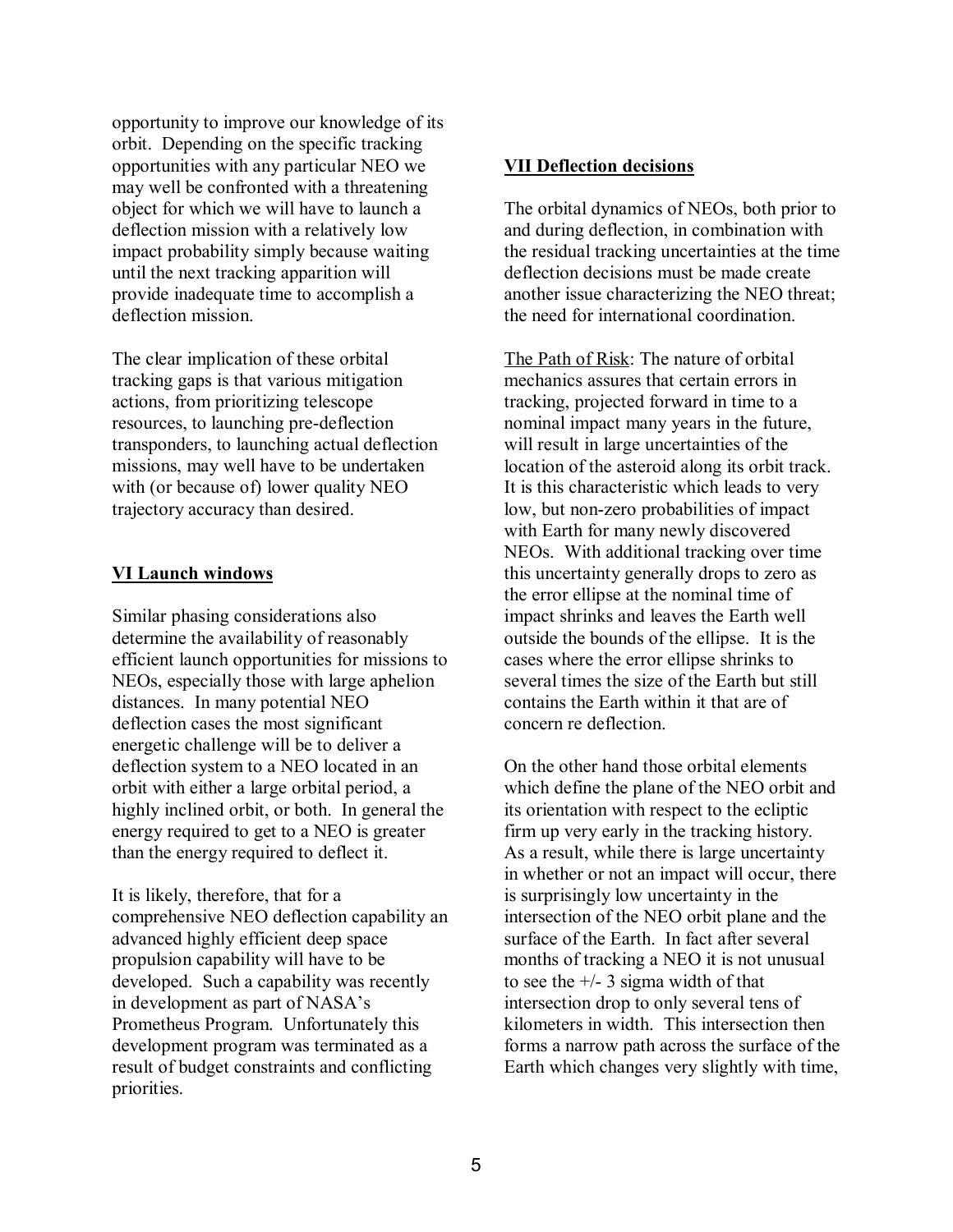opportunity to improve our knowledge of its orbit. Depending on the specific tracking opportunities with any particular NEO we may well be confronted with a threatening object for which we will have to launch a deflection mission with a relatively low impact probability simply because waiting until the next tracking apparition will provide inadequate time to accomplish a deflection mission.

The clear implication of these orbital tracking gaps is that various mitigation actions, from prioritizing telescope resources, to launching pre-deflection transponders, to launching actual deflection missions, may well have to be undertaken with (or because of) lower quality NEO trajectory accuracy than desired.

## VI Launch windows

Similar phasing considerations also determine the availability of reasonably efficient launch opportunities for missions to NEOs, especially those with large aphelion distances. In many potential NEO deflection cases the most significant energetic challenge will be to deliver a deflection system to a NEO located in an orbit with either a large orbital period, a highly inclined orbit, or both. In general the energy required to get to a NEO is greater than the energy required to deflect it.

It is likely, therefore, that for a comprehensive NEO deflection capability an advanced highly efficient deep space propulsion capability will have to be developed. Such a capability was recently in development as part of NASA's Prometheus Program. Unfortunately this development program was terminated as a result of budget constraints and conflicting priorities.

## VII Deflection decisions

The orbital dynamics of NEOs, both prior to and during deflection, in combination with the residual tracking uncertainties at the time deflection decisions must be made create another issue characterizing the NEO threat; the need for international coordination.

The Path of Risk: The nature of orbital mechanics assures that certain errors in tracking, projected forward in time to a nominal impact many years in the future, will result in large uncertainties of the location of the asteroid along its orbit track. It is this characteristic which leads to very low, but non-zero probabilities of impact with Earth for many newly discovered NEOs. With additional tracking over time this uncertainty generally drops to zero as the error ellipse at the nominal time of impact shrinks and leaves the Earth well outside the bounds of the ellipse. It is the cases where the error ellipse shrinks to several times the size of the Earth but still contains the Earth within it that are of concern re deflection.

On the other hand those orbital elements which define the plane of the NEO orbit and its orientation with respect to the ecliptic firm up very early in the tracking history. As a result, while there is large uncertainty in whether or not an impact will occur, there is surprisingly low uncertainty in the intersection of the NEO orbit plane and the surface of the Earth. In fact after several months of tracking a NEO it is not unusual to see the +/- 3 sigma width of that intersection drop to only several tens of kilometers in width. This intersection then forms a narrow path across the surface of the Earth which changes very slightly with time,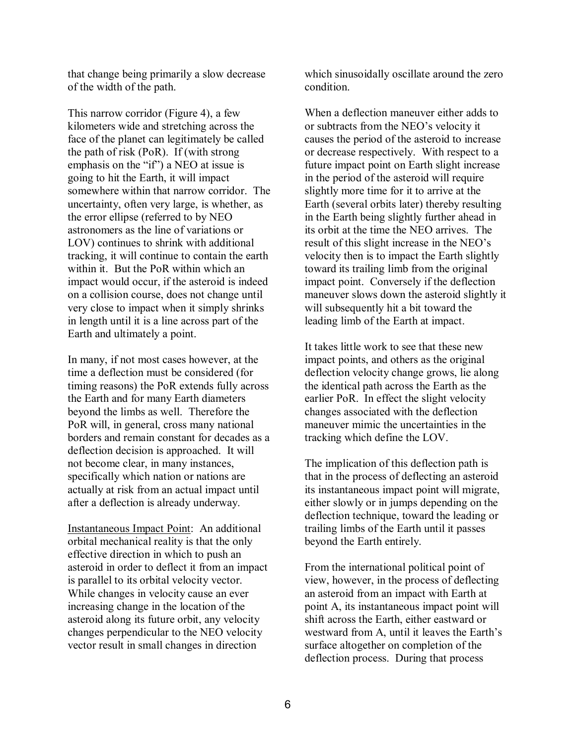that change being primarily a slow decrease of the width of the path.

This narrow corridor (Figure 4), a few kilometers wide and stretching across the face of the planet can legitimately be called the path of risk (PoR). If (with strong emphasis on the "if") a NEO at issue is going to hit the Earth, it will impact somewhere within that narrow corridor. The uncertainty, often very large, is whether, as the error ellipse (referred to by NEO astronomers as the line of variations or LOV) continues to shrink with additional tracking, it will continue to contain the earth within it. But the PoR within which an impact would occur, if the asteroid is indeed on a collision course, does not change until very close to impact when it simply shrinks in length until it is a line across part of the Earth and ultimately a point.

In many, if not most cases however, at the time a deflection must be considered (for timing reasons) the PoR extends fully across the Earth and for many Earth diameters beyond the limbs as well. Therefore the PoR will, in general, cross many national borders and remain constant for decades as a deflection decision is approached. It will not become clear, in many instances, specifically which nation or nations are actually at risk from an actual impact until after a deflection is already underway.

<u>Instantaneous Impact Point</u>: An additional orbital mechanical reality is that the only effective direction in which to push an asteroid in order to deflect it from an impact is parallel to its orbital velocity vector. While changes in velocity cause an ever increasing change in the location of the asteroid along its future orbit, any velocity changes perpendicular to the NEO velocity vector result in small changes in direction which sinusoidally oscillate around the zero condition.

When a deflection maneuver either adds to or subtracts from the NEO's velocity it causes the period of the asteroid to increase or decrease respectively. With respect to a future impact point on Earth slight increase in the period of the asteroid will require slightly more time for it to arrive at the Earth (several orbits later) thereby resulting in the Earth being slightly further ahead in its orbit at the time the NEO arrives. The result of this slight increase in the NEO's velocity then is to impact the Earth slightly toward its trailing limb from the original impact point. Conversely if the deflection maneuver slows down the asteroid slightly it will subsequently hit a bit toward the leading limb of the Earth at impact.

It takes little work to see that these new impact points, and others as the original deflection velocity change grows, lie along the identical path across the Earth as the earlier PoR. In effect the slight velocity changes associated with the deflection maneuver mimic the uncertainties in the tracking which define the LOV.

The implication of this deflection path is that in the process of deflecting an asteroid its instantaneous impact point will migrate, either slowly or in jumps depending on the deflection technique, toward the leading or trailing limbs of the Earth until it passes beyond the Earth entirely.

From the international political point of view, however, in the process of deflecting an asteroid from an impact with Earth at point A, its instantaneous impact point will shift across the Earth, either eastward or westward from A, until it leaves the Earth's surface altogether on completion of the deflection process. During that process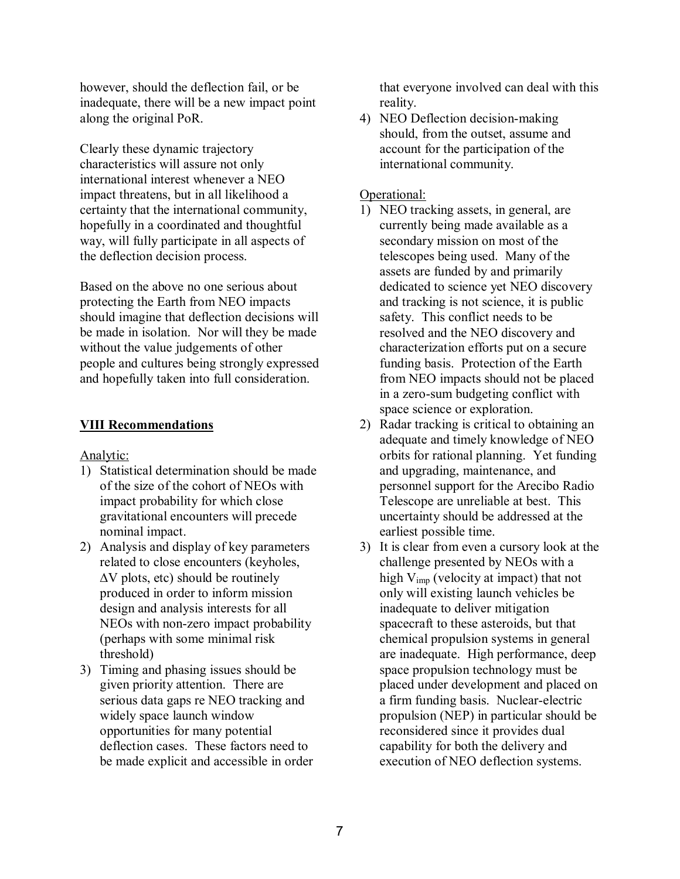however, should the deflection fail, or be inadequate, there will be a new impact point along the original PoR.

Clearly these dynamic trajectory characteristics will assure not only international interest whenever a NEO impact threatens, but in all likelihood a certainty that the international community, hopefully in a coordinated and thoughtful way, will fully participate in all aspects of the deflection decision process.

Based on the above no one serious about protecting the Earth from NEO impacts should imagine that deflection decisions will be made in isolation. Nor will they be made without the value judgements of other people and cultures being strongly expressed and hopefully taken into full consideration.

## VIII Recommendations

Analytic:

1) Statistical determination should be made of the size of the cohort of NEOs with impact probability for which close gravitational encounters will precede nominal impact.
2) Analysis and display of key parameters related to close encounters (keyholes, $\Delta$V plots, etc) should be routinely produced in order to inform mission design and analysis interests for all NEOs with non-zero impact probability (perhaps with some minimal risk threshold)
3) Timing and phasing issues should be given priority attention. There are serious data gaps re NEO tracking and widely space launch window opportunities for many potential deflection cases. These factors need to be made explicit and accessible in order that everyone involved can deal with this reality.
4) NEO Deflection decision-making should, from the outset, assume and account for the participation of the international community.

Operational:

1) NEO tracking assets, in general, are currently being made available as a secondary mission on most of the telescopes being used. Many of the assets are funded by and primarily dedicated to science yet NEO discovery and tracking is not science, it is public safety. This conflict needs to be resolved and the NEO discovery and characterization efforts put on a secure funding basis. Protection of the Earth from NEO impacts should not be placed in a zero-sum budgeting conflict with space science or exploration.
2) Radar tracking is critical to obtaining an adequate and timely knowledge of NEO orbits for rational planning. Yet funding and upgrading, maintenance, and personnel support for the Arecibo Radio Telescope are unreliable at best. This uncertainty should be addressed at the earliest possible time.
3) It is clear from even a cursory look at the challenge presented by NEOs with a high $V_{imp}$ (velocity at impact) that not only will existing launch vehicles be inadequate to deliver mitigation spacecraft to these asteroids, but that chemical propulsion systems in general are inadequate. High performance, deep space propulsion technology must be placed under development and placed on a firm funding basis. Nuclear-electric propulsion (NEP) in particular should be reconsidered since it provides dual capability for both the delivery and execution of NEO deflection systems.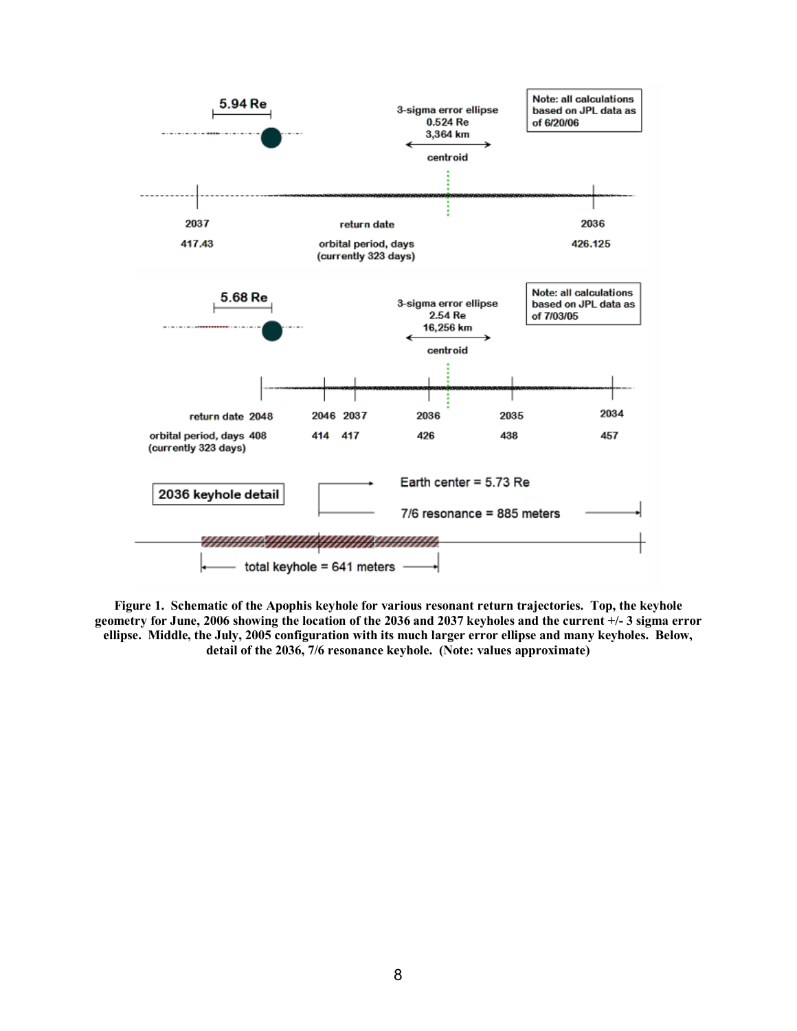**Figure 1. Schematic of the Apophis keyhole for various resonant return trajectories. Top, the keyhole geometry for June, 2006 showing the location of the 2036 and 2037 keyholes and the current +/- 3 sigma error ellipse. Middle, the July, 2005 configuration with its much larger error ellipse and many keyholes. Below, detail of the 2036, 7/6 resonance keyhole. (Note: values approximate)**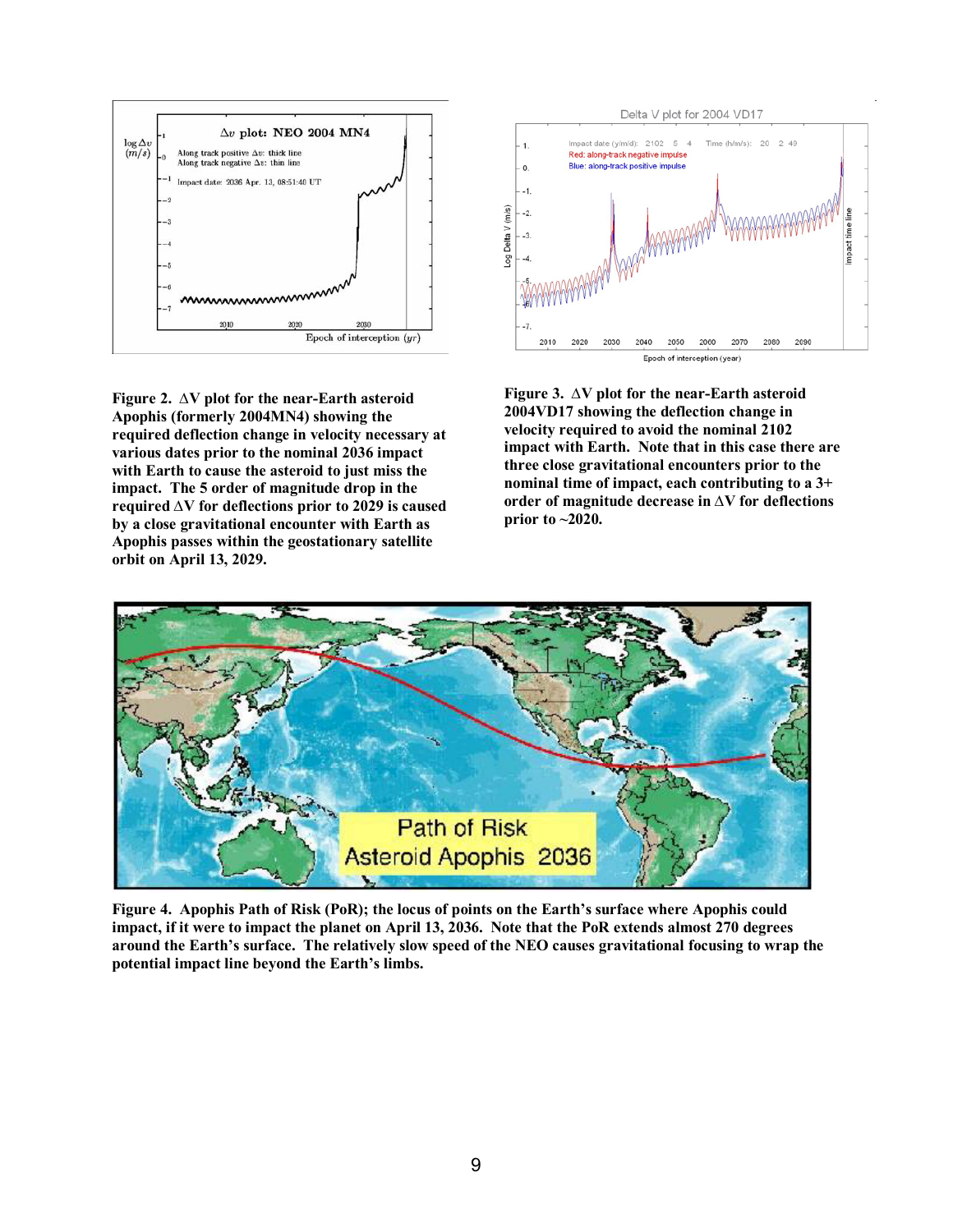**Figure 2. ΔV plot for the near-Earth asteroid Apophis (formerly 2004MN4) showing the required deflection change in velocity necessary at various dates prior to the nominal 2036 impact with Earth to cause the asteroid to just miss the impact. The 5 order of magnitude drop in the required ΔV for deflections prior to 2029 is caused by a close gravitational encounter with Earth as Apophis passes within the geostationary satellite orbit on April 13, 2029.**

**Figure 3. ΔV plot for the near-Earth asteroid 2004VD17 showing the deflection change in velocity required to avoid the nominal 2102 impact with Earth. Note that in this case there are three close gravitational encounters prior to the nominal time of impact, each contributing to a 3+ order of magnitude decrease in ΔV for deflections prior to ~2020.**

**Figure 4. Apophis Path of Risk (PoR); the locus of points on the Earth's surface where Apophis could impact, if it were to impact the planet on April 13, 2036. Note that the PoR extends almost 270 degrees around the Earth's surface. The relatively slow speed of the NEO causes gravitational focusing to wrap the potential impact line beyond the Earth's limbs.**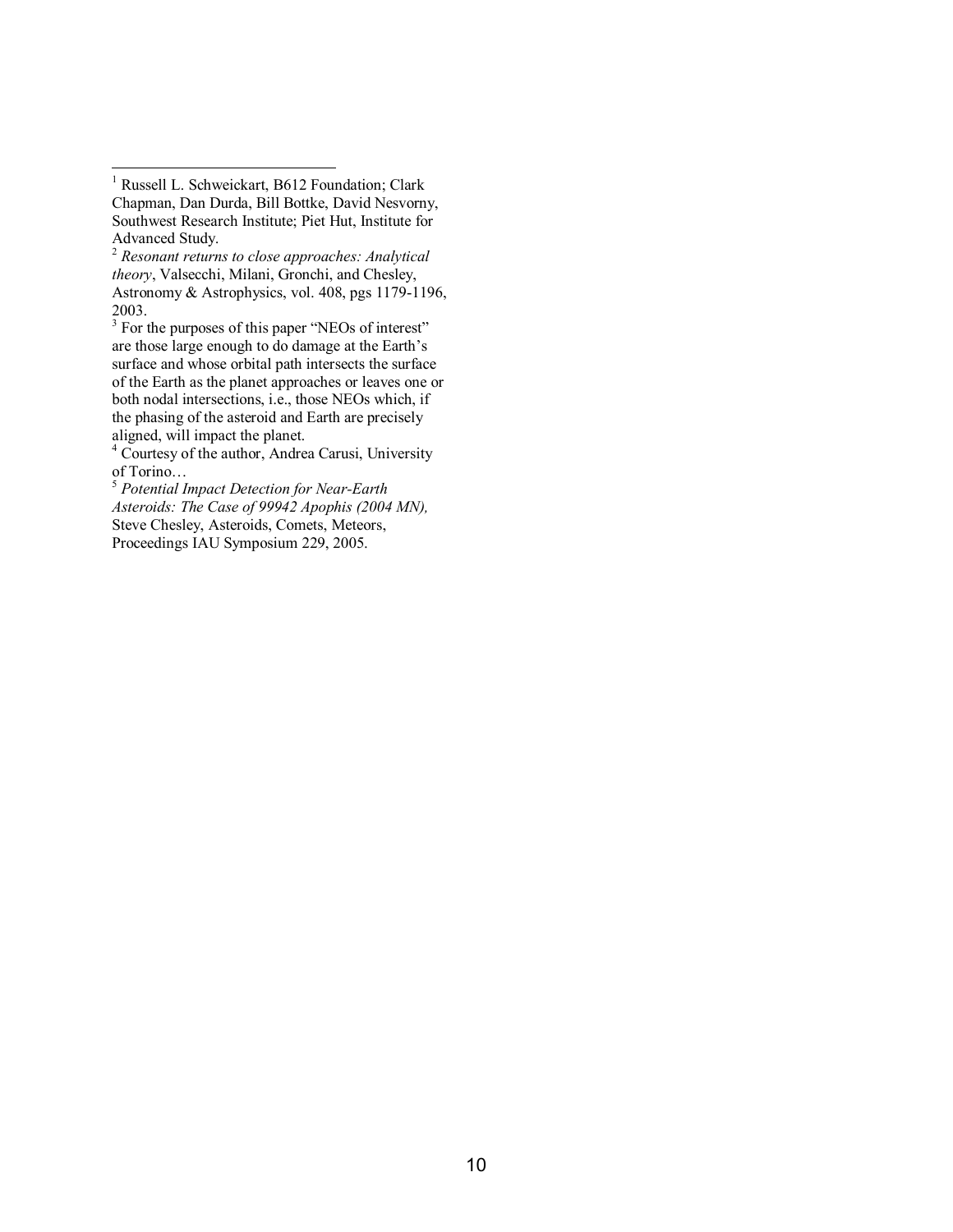[1] Russell L. Schweickart, B612 Foundation; Clark Chapman, Dan Durda, Bill Bottke, David Nesvorny, Southwest Research Institute; Piet Hut, Institute for Advanced Study.

[2] *Resonant returns to close approaches: Analytical theory*, Valsecchi, Milani, Gronchi, and Chesley, Astronomy & Astrophysics, vol. 408, pgs 1179-1196, 2003.

[3] For the purposes of this paper "NEOs of interest" are those large enough to do damage at the Earth's surface and whose orbital path intersects the surface of the Earth as the planet approaches or leaves one or both nodal intersections, i.e., those NEOs which, if the phasing of the asteroid and Earth are precisely aligned, will impact the planet.

[4] Courtesy of the author, Andrea Carusi, University of Torino…

[5] *Potential Impact Detection for Near-Earth Asteroids: The Case of 99942 Apophis (2004 MN),* Steve Chesley, Asteroids, Comets, Meteors, Proceedings IAU Symposium 229, 2005.